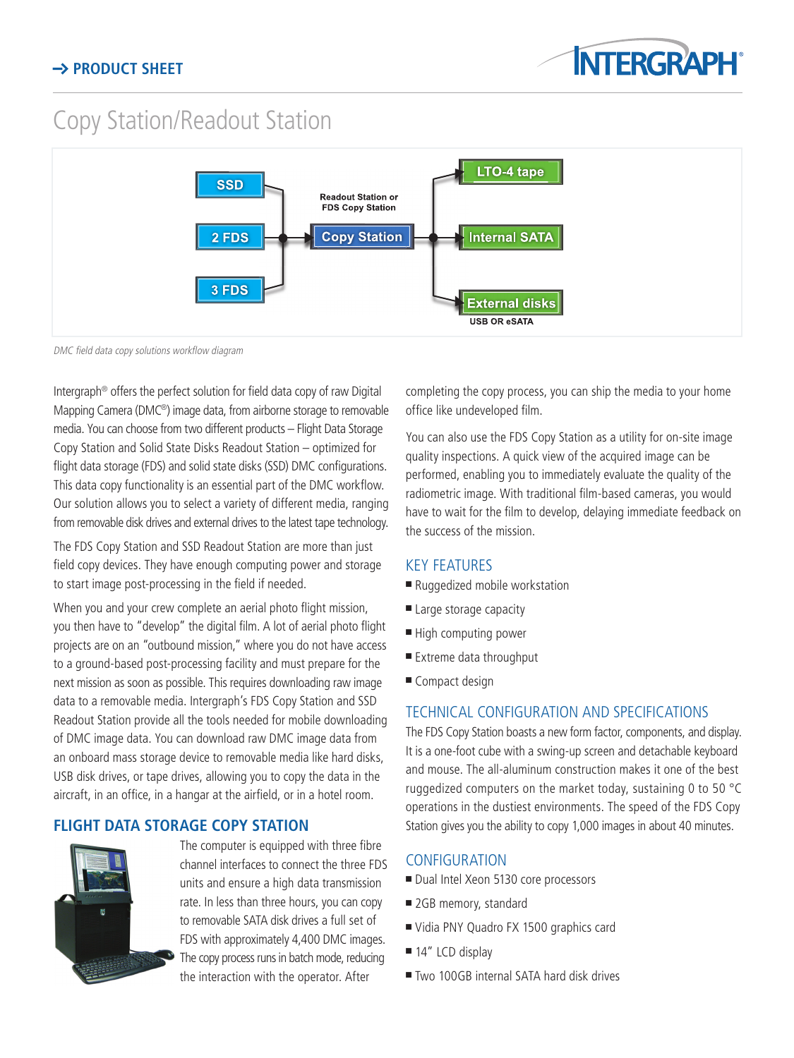→ PRODUCT SHEET

# Copy Station/Readout Station

SSD

2 FDS

3 FDS

Readout Station or FDS Copy Station

Copy Station

LTO-4 tape

Internal SATA

External disks

USB OR eSATA

*DMC field data copy solutions workflow diagram*

Intergraph® offers the perfect solution for field data copy of raw Digital Mapping Camera (DMC®) image data, from airborne storage to removable media. You can choose from two different products – Flight Data Storage Copy Station and Solid State Disks Readout Station – optimized for flight data storage (FDS) and solid state disks (SSD) DMC configurations. This data copy functionality is an essential part of the DMC workflow. Our solution allows you to select a variety of different media, ranging from removable disk drives and external drives to the latest tape technology.

The FDS Copy Station and SSD Readout Station are more than just field copy devices. They have enough computing power and storage to start image post-processing in the field if needed.

When you and your crew complete an aerial photo flight mission, you then have to "develop" the digital film. A lot of aerial photo flight projects are on an "outbound mission," where you do not have access to a ground-based post-processing facility and must prepare for the next mission as soon as possible. This requires downloading raw image data to a removable media. Intergraph's FDS Copy Station and SSD Readout Station provide all the tools needed for mobile downloading of DMC image data. You can download raw DMC image data from an onboard mass storage device to removable media like hard disks, USB disk drives, or tape drives, allowing you to copy the data in the aircraft, in an office, in a hangar at the airfield, or in a hotel room.

## FLIGHT DATA STORAGE COPY STATION

The computer is equipped with three fibre channel interfaces to connect the three FDS units and ensure a high data transmission rate. In less than three hours, you can copy to removable SATA disk drives a full set of FDS with approximately 4,400 DMC images. The copy process runs in batch mode, reducing the interaction with the operator. After completing the copy process, you can ship the media to your home office like undeveloped film.

You can also use the FDS Copy Station as a utility for on-site image quality inspections. A quick view of the acquired image can be performed, enabling you to immediately evaluate the quality of the radiometric image. With traditional film-based cameras, you would have to wait for the film to develop, delaying immediate feedback on the success of the mission.

## KEY FEATURES

- Ruggedized mobile workstation
- Large storage capacity
- High computing power
- Extreme data throughput
- Compact design

## TECHNICAL CONFIGURATION AND SPECIFICATIONS

The FDS Copy Station boasts a new form factor, components, and display. It is a one-foot cube with a swing-up screen and detachable keyboard and mouse. The all-aluminum construction makes it one of the best ruggedized computers on the market today, sustaining 0 to 50 °C operations in the dustiest environments. The speed of the FDS Copy Station gives you the ability to copy 1,000 images in about 40 minutes.

## CONFIGURATION

- Dual Intel Xeon 5130 core processors
- 2GB memory, standard
- Vidia PNY Quadro FX 1500 graphics card
- 14" LCD display
- Two 100GB internal SATA hard disk drives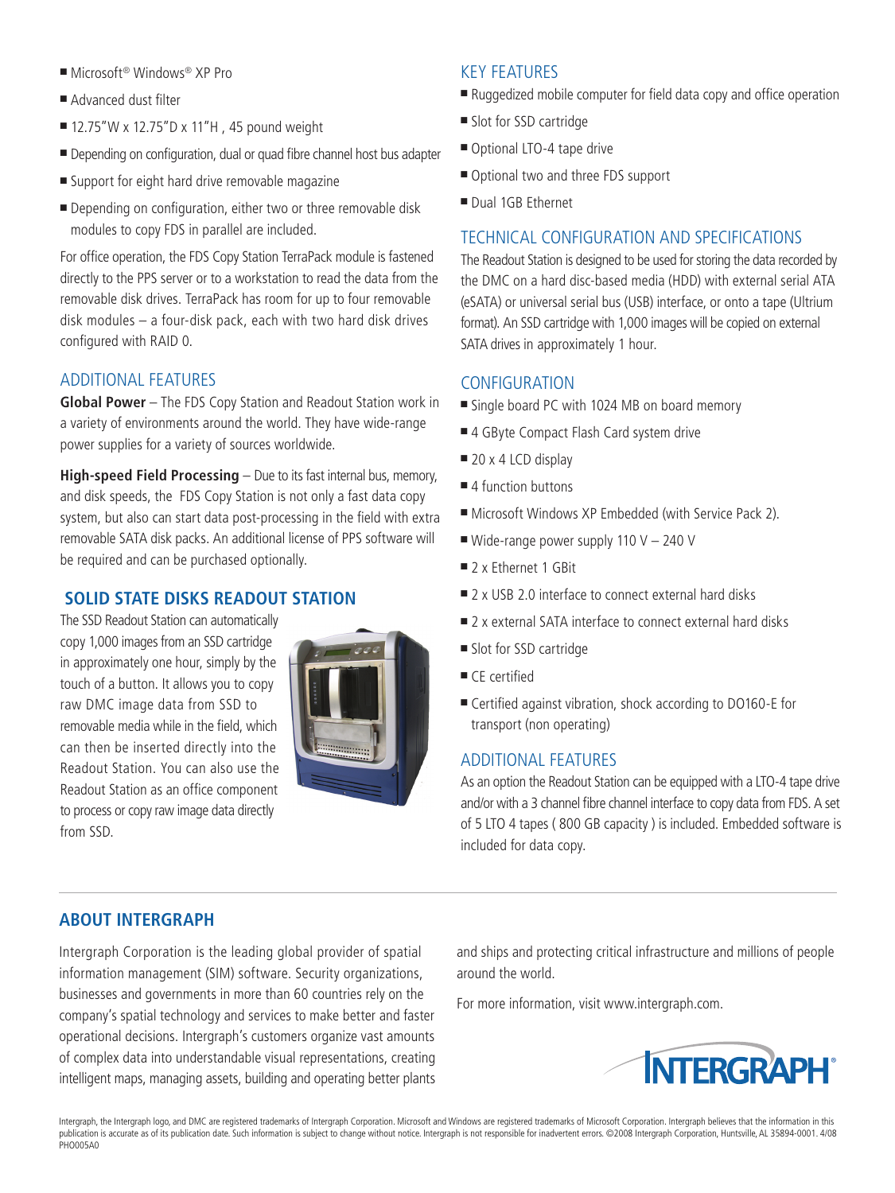- Microsoft® Windows® XP Pro
- Advanced dust filter
- 12.75"W x 12.75"D x 11"H , 45 pound weight
- Depending on configuration, dual or quad fibre channel host bus adapter
- Support for eight hard drive removable magazine
- Depending on configuration, either two or three removable disk modules to copy FDS in parallel are included.

For office operation, the FDS Copy Station TerraPack module is fastened directly to the PPS server or to a workstation to read the data from the removable disk drives. TerraPack has room for up to four removable disk modules – a four-disk pack, each with two hard disk drives configured with RAID 0.

## ADDITIONAL FEATURES

**Global Power** – The FDS Copy Station and Readout Station work in a variety of environments around the world. They have wide-range power supplies for a variety of sources worldwide.

**High-speed Field Processing** – Due to its fast internal bus, memory, and disk speeds, the FDS Copy Station is not only a fast data copy system, but also can start data post-processing in the field with extra removable SATA disk packs. An additional license of PPS software will be required and can be purchased optionally.

## SOLID STATE DISKS READOUT STATION

The SSD Readout Station can automatically copy 1,000 images from an SSD cartridge in approximately one hour, simply by the touch of a button. It allows you to copy raw DMC image data from SSD to removable media while in the field, which can then be inserted directly into the Readout Station. You can also use the Readout Station as an office component to process or copy raw image data directly from SSD.

## KEY FEATURES

- Ruggedized mobile computer for field data copy and office operation
- Slot for SSD cartridge
- Optional LTO-4 tape drive
- Optional two and three FDS support
- Dual 1GB Ethernet

## TECHNICAL CONFIGURATION AND SPECIFICATIONS

The Readout Station is designed to be used for storing the data recorded by the DMC on a hard disc-based media (HDD) with external serial ATA (eSATA) or universal serial bus (USB) interface, or onto a tape (Ultrium format). An SSD cartridge with 1,000 images will be copied on external SATA drives in approximately 1 hour.

## CONFIGURATION

- Single board PC with 1024 MB on board memory
- 4 GByte Compact Flash Card system drive
- 20 x 4 LCD display
- 4 function buttons
- Microsoft Windows XP Embedded (with Service Pack 2).
- Wide-range power supply 110 V – 240 V
- 2 x Ethernet 1 GBit
- 2 x USB 2.0 interface to connect external hard disks
- 2 x external SATA interface to connect external hard disks
- Slot for SSD cartridge
- CE certified
- Certified against vibration, shock according to DO160-E for transport (non operating)

## ADDITIONAL FEATURES

As an option the Readout Station can be equipped with a LTO-4 tape drive and/or with a 3 channel fibre channel interface to copy data from FDS. A set of 5 LTO 4 tapes ( 800 GB capacity ) is included. Embedded software is included for data copy.

## ABOUT INTERGRAPH

Intergraph Corporation is the leading global provider of spatial information management (SIM) software. Security organizations, businesses and governments in more than 60 countries rely on the company's spatial technology and services to make better and faster operational decisions. Intergraph's customers organize vast amounts of complex data into understandable visual representations, creating intelligent maps, managing assets, building and operating better plants and ships and protecting critical infrastructure and millions of people around the world.

For more information, visit www.intergraph.com.

INTERGRAPH®

Intergraph, the Intergraph logo, and DMC are registered trademarks of Intergraph Corporation. Microsoft and Windows are registered trademarks of Microsoft Corporation. Intergraph believes that the information in this publication is accurate as of its publication date. Such information is subject to change without notice. Intergraph is not responsible for inadvertent errors. ©2008 Intergraph Corporation, Huntsville, AL 35894-0001. 4/08 PHO005A0